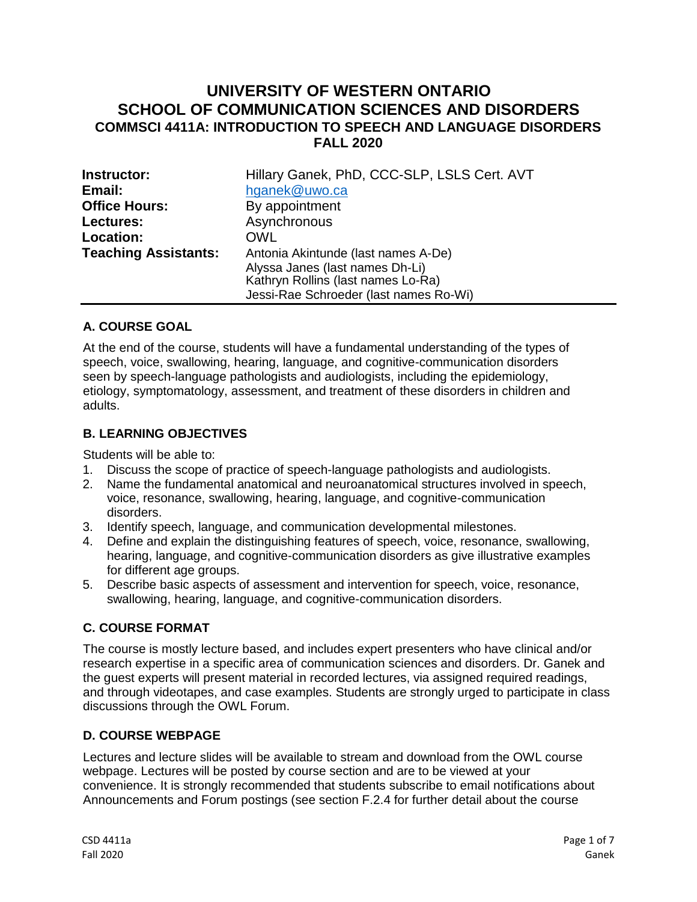# UNIVERSITY OF WESTERN ONTARIO
# SCHOOL OF COMMUNICATION SCIENCES AND DISORDERS
## COMMSCI 4411A: INTRODUCTION TO SPEECH AND LANGUAGE DISORDERS
## FALL 2020

| | |
|---|---|
| **Instructor:** | Hillary Ganek, PhD, CCC-SLP, LSLS Cert. AVT |
| **Email:** | hganek@uwo.ca |
| **Office Hours:** | By appointment |
| **Lectures:** | Asynchronous |
| **Location:** | OWL |
| **Teaching Assistants:** | Antonia Akintunde (last names A-De)<br>Alyssa Janes (last names Dh-Li)<br>Kathryn Rollins (last names Lo-Ra)<br>Jessi-Rae Schroeder (last names Ro-Wi) |

### A. COURSE GOAL

At the end of the course, students will have a fundamental understanding of the types of speech, voice, swallowing, hearing, language, and cognitive-communication disorders seen by speech-language pathologists and audiologists, including the epidemiology, etiology, symptomatology, assessment, and treatment of these disorders in children and adults.

### B. LEARNING OBJECTIVES

Students will be able to:

1. Discuss the scope of practice of speech-language pathologists and audiologists.
2. Name the fundamental anatomical and neuroanatomical structures involved in speech, voice, resonance, swallowing, hearing, language, and cognitive-communication disorders.
3. Identify speech, language, and communication developmental milestones.
4. Define and explain the distinguishing features of speech, voice, resonance, swallowing, hearing, language, and cognitive-communication disorders as give illustrative examples for different age groups.
5. Describe basic aspects of assessment and intervention for speech, voice, resonance, swallowing, hearing, language, and cognitive-communication disorders.

### C. COURSE FORMAT

The course is mostly lecture based, and includes expert presenters who have clinical and/or research expertise in a specific area of communication sciences and disorders. Dr. Ganek and the guest experts will present material in recorded lectures, via assigned required readings, and through videotapes, and case examples. Students are strongly urged to participate in class discussions through the OWL Forum.

### D. COURSE WEBPAGE

Lectures and lecture slides will be available to stream and download from the OWL course webpage. Lectures will be posted by course section and are to be viewed at your convenience. It is strongly recommended that students subscribe to email notifications about Announcements and Forum postings (see section F.2.4 for further detail about the course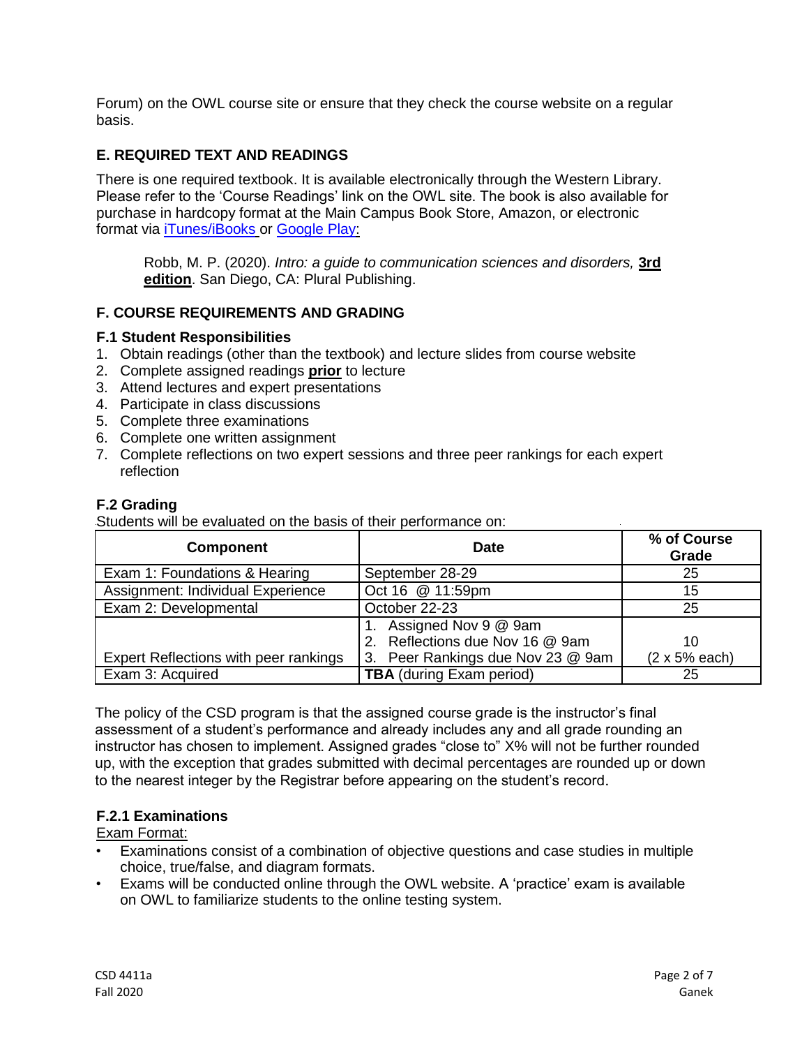Forum) on the OWL course site or ensure that they check the course website on a regular basis.

### E. REQUIRED TEXT AND READINGS

There is one required textbook. It is available electronically through the Western Library. Please refer to the 'Course Readings' link on the OWL site. The book is also available for purchase in hardcopy format at the Main Campus Book Store, Amazon, or electronic format via iTunes/iBooks or Google Play:

> Robb, M. P. (2020). *Intro: a guide to communication sciences and disorders,* **3rd edition**. San Diego, CA: Plural Publishing.

### F. COURSE REQUIREMENTS AND GRADING

#### F.1 Student Responsibilities

1. Obtain readings (other than the textbook) and lecture slides from course website
2. Complete assigned readings **prior** to lecture
3. Attend lectures and expert presentations
4. Participate in class discussions
5. Complete three examinations
6. Complete one written assignment
7. Complete reflections on two expert sessions and three peer rankings for each expert reflection

#### F.2 Grading

Students will be evaluated on the basis of their performance on:

| Component | Date | % of Course Grade |
|---|---|---|
| Exam 1: Foundations & Hearing | September 28-29 | 25 |
| Assignment: Individual Experience | Oct 16 @ 11:59pm | 15 |
| Exam 2: Developmental | October 22-23 | 25 |
| Expert Reflections with peer rankings | 1. Assigned Nov 9 @ 9am<br>2. Reflections due Nov 16 @ 9am<br>3. Peer Rankings due Nov 23 @ 9am | 10<br>(2 x 5% each) |
| Exam 3: Acquired | **TBA** (during Exam period) | 25 |

The policy of the CSD program is that the assigned course grade is the instructor's final assessment of a student's performance and already includes any and all grade rounding an instructor has chosen to implement. Assigned grades "close to" X% will not be further rounded up, with the exception that grades submitted with decimal percentages are rounded up or down to the nearest integer by the Registrar before appearing on the student's record.

#### F.2.1 Examinations

Exam Format:

- Examinations consist of a combination of objective questions and case studies in multiple choice, true/false, and diagram formats.
- Exams will be conducted online through the OWL website. A 'practice' exam is available on OWL to familiarize students to the online testing system.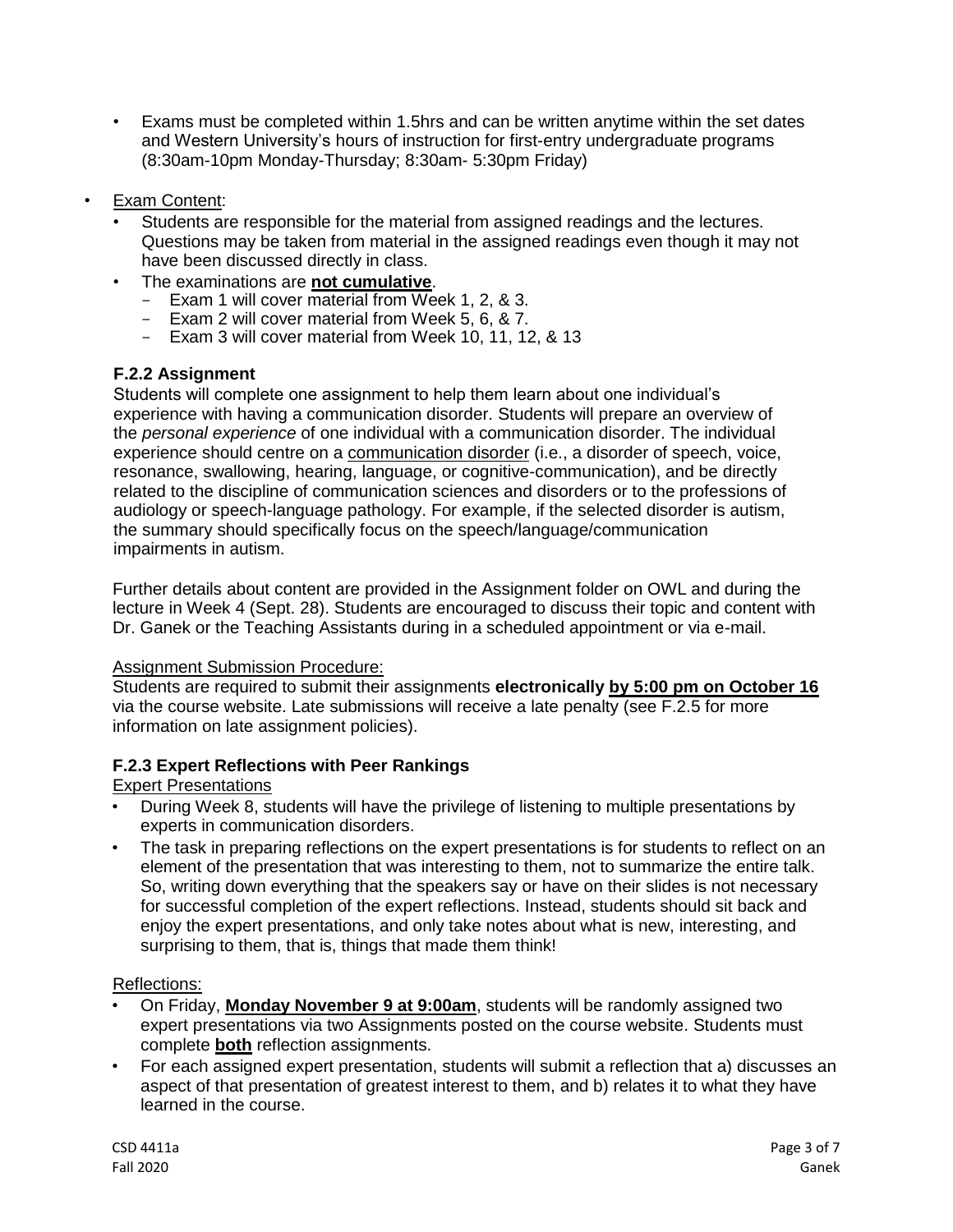- Exams must be completed within 1.5hrs and can be written anytime within the set dates and Western University's hours of instruction for first-entry undergraduate programs (8:30am-10pm Monday-Thursday; 8:30am- 5:30pm Friday)

- Exam Content:
  - Students are responsible for the material from assigned readings and the lectures. Questions may be taken from material in the assigned readings even though it may not have been discussed directly in class.
  - The examinations are **not cumulative**.
    - Exam 1 will cover material from Week 1, 2, & 3.
    - Exam 2 will cover material from Week 5, 6, & 7.
    - Exam 3 will cover material from Week 10, 11, 12, & 13

### F.2.2 Assignment

Students will complete one assignment to help them learn about one individual's experience with having a communication disorder. Students will prepare an overview of the *personal experience* of one individual with a communication disorder. The individual experience should centre on a communication disorder (i.e., a disorder of speech, voice, resonance, swallowing, hearing, language, or cognitive-communication), and be directly related to the discipline of communication sciences and disorders or to the professions of audiology or speech-language pathology. For example, if the selected disorder is autism, the summary should specifically focus on the speech/language/communication impairments in autism.

Further details about content are provided in the Assignment folder on OWL and during the lecture in Week 4 (Sept. 28). Students are encouraged to discuss their topic and content with Dr. Ganek or the Teaching Assistants during in a scheduled appointment or via e-mail.

Assignment Submission Procedure:

Students are required to submit their assignments **electronically by 5:00 pm on October 16** via the course website. Late submissions will receive a late penalty (see F.2.5 for more information on late assignment policies).

### F.2.3 Expert Reflections with Peer Rankings

Expert Presentations

- During Week 8, students will have the privilege of listening to multiple presentations by experts in communication disorders.
- The task in preparing reflections on the expert presentations is for students to reflect on an element of the presentation that was interesting to them, not to summarize the entire talk. So, writing down everything that the speakers say or have on their slides is not necessary for successful completion of the expert reflections. Instead, students should sit back and enjoy the expert presentations, and only take notes about what is new, interesting, and surprising to them, that is, things that made them think!

Reflections:

- On Friday, **Monday November 9 at 9:00am**, students will be randomly assigned two expert presentations via two Assignments posted on the course website. Students must complete **both** reflection assignments.
- For each assigned expert presentation, students will submit a reflection that a) discusses an aspect of that presentation of greatest interest to them, and b) relates it to what they have learned in the course.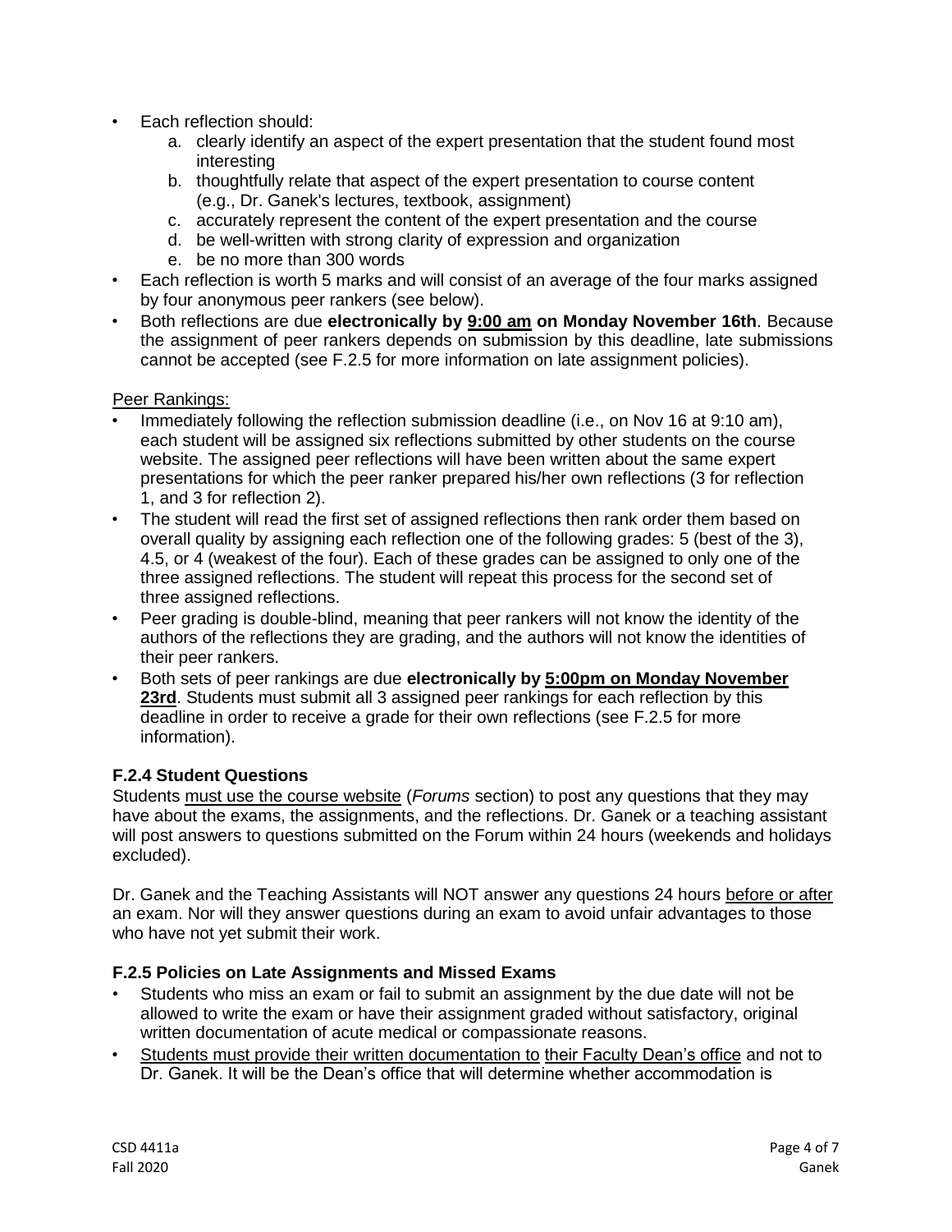- Each reflection should:
    a. clearly identify an aspect of the expert presentation that the student found most interesting
    b. thoughtfully relate that aspect of the expert presentation to course content (e.g., Dr. Ganek's lectures, textbook, assignment)
    c. accurately represent the content of the expert presentation and the course
    d. be well-written with strong clarity of expression and organization
    e. be no more than 300 words
- Each reflection is worth 5 marks and will consist of an average of the four marks assigned by four anonymous peer rankers (see below).
- Both reflections are due **electronically by <u>9:00 am</u> on Monday November 16th**. Because the assignment of peer rankers depends on submission by this deadline, late submissions cannot be accepted (see F.2.5 for more information on late assignment policies).

<u>Peer Rankings:</u>

- Immediately following the reflection submission deadline (i.e., on Nov 16 at 9:10 am), each student will be assigned six reflections submitted by other students on the course website. The assigned peer reflections will have been written about the same expert presentations for which the peer ranker prepared his/her own reflections (3 for reflection 1, and 3 for reflection 2).
- The student will read the first set of assigned reflections then rank order them based on overall quality by assigning each reflection one of the following grades: 5 (best of the 3), 4.5, or 4 (weakest of the four). Each of these grades can be assigned to only one of the three assigned reflections. The student will repeat this process for the second set of three assigned reflections.
- Peer grading is double-blind, meaning that peer rankers will not know the identity of the authors of the reflections they are grading, and the authors will not know the identities of their peer rankers.
- Both sets of peer rankings are due **electronically by <u>5:00pm on Monday November 23rd</u>**. Students must submit all 3 assigned peer rankings for each reflection by this deadline in order to receive a grade for their own reflections (see F.2.5 for more information).

### F.2.4 Student Questions

Students <u>must use the course website</u> (*Forums* section) to post any questions that they may have about the exams, the assignments, and the reflections. Dr. Ganek or a teaching assistant will post answers to questions submitted on the Forum within 24 hours (weekends and holidays excluded).

Dr. Ganek and the Teaching Assistants will NOT answer any questions 24 hours <u>before or after</u> an exam. Nor will they answer questions during an exam to avoid unfair advantages to those who have not yet submit their work.

### F.2.5 Policies on Late Assignments and Missed Exams

- Students who miss an exam or fail to submit an assignment by the due date will not be allowed to write the exam or have their assignment graded without satisfactory, original written documentation of acute medical or compassionate reasons.
- <u>Students must provide their written documentation to</u> <u>their Faculty Dean's office</u> and not to Dr. Ganek. It will be the Dean's office that will determine whether accommodation is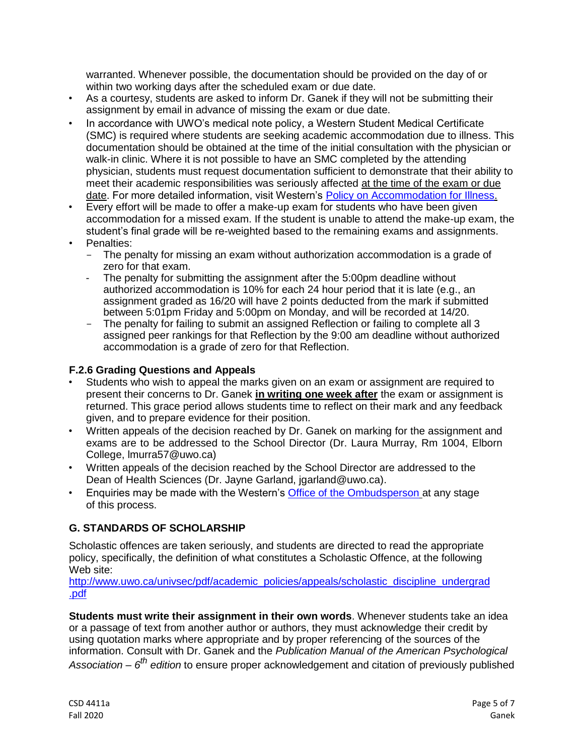warranted. Whenever possible, the documentation should be provided on the day of or within two working days after the scheduled exam or due date.

- As a courtesy, students are asked to inform Dr. Ganek if they will not be submitting their assignment by email in advance of missing the exam or due date.
- In accordance with UWO's medical note policy, a Western Student Medical Certificate (SMC) is required where students are seeking academic accommodation due to illness. This documentation should be obtained at the time of the initial consultation with the physician or walk-in clinic. Where it is not possible to have an SMC completed by the attending physician, students must request documentation sufficient to demonstrate that their ability to meet their academic responsibilities was seriously affected <u>at the time of the exam or due date</u>. For more detailed information, visit Western's [Policy on Accommodation for Illness.]()
- Every effort will be made to offer a make-up exam for students who have been given accommodation for a missed exam. If the student is unable to attend the make-up exam, the student's final grade will be re-weighted based to the remaining exams and assignments.
- Penalties:
  - The penalty for missing an exam without authorization accommodation is a grade of zero for that exam.
  - The penalty for submitting the assignment after the 5:00pm deadline without authorized accommodation is 10% for each 24 hour period that it is late (e.g., an assignment graded as 16/20 will have 2 points deducted from the mark if submitted between 5:01pm Friday and 5:00pm on Monday, and will be recorded at 14/20.
  - The penalty for failing to submit an assigned Reflection or failing to complete all 3 assigned peer rankings for that Reflection by the 9:00 am deadline without authorized accommodation is a grade of zero for that Reflection.

### F.2.6 Grading Questions and Appeals

- Students who wish to appeal the marks given on an exam or assignment are required to present their concerns to Dr. Ganek **<u>in writing one week after</u>** the exam or assignment is returned. This grace period allows students time to reflect on their mark and any feedback given, and to prepare evidence for their position.
- Written appeals of the decision reached by Dr. Ganek on marking for the assignment and exams are to be addressed to the School Director (Dr. Laura Murray, Rm 1004, Elborn College, lmurra57@uwo.ca)
- Written appeals of the decision reached by the School Director are addressed to the Dean of Health Sciences (Dr. Jayne Garland, jgarland@uwo.ca).
- Enquiries may be made with the Western's [Office of the Ombudsperson]() at any stage of this process.

## G. STANDARDS OF SCHOLARSHIP

Scholastic offences are taken seriously, and students are directed to read the appropriate policy, specifically, the definition of what constitutes a Scholastic Offence, at the following Web site:
[http://www.uwo.ca/univsec/pdf/academic_policies/appeals/scholastic_discipline_undergrad.pdf](http://www.uwo.ca/univsec/pdf/academic_policies/appeals/scholastic_discipline_undergrad.pdf)

**Students must write their assignment in their own words**. Whenever students take an idea or a passage of text from another author or authors, they must acknowledge their credit by using quotation marks where appropriate and by proper referencing of the sources of the information. Consult with Dr. Ganek and the *Publication Manual of the American Psychological Association – 6th edition* to ensure proper acknowledgement and citation of previously published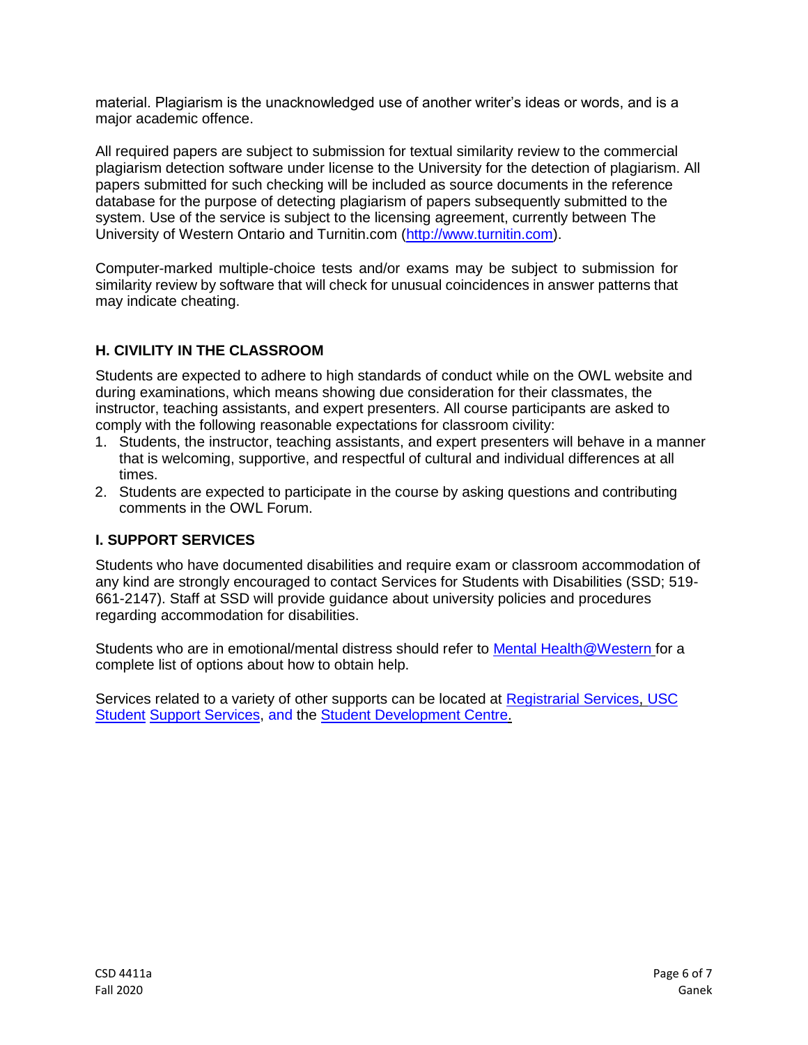material. Plagiarism is the unacknowledged use of another writer's ideas or words, and is a major academic offence.

All required papers are subject to submission for textual similarity review to the commercial plagiarism detection software under license to the University for the detection of plagiarism. All papers submitted for such checking will be included as source documents in the reference database for the purpose of detecting plagiarism of papers subsequently submitted to the system. Use of the service is subject to the licensing agreement, currently between The University of Western Ontario and Turnitin.com (http://www.turnitin.com).

Computer-marked multiple-choice tests and/or exams may be subject to submission for similarity review by software that will check for unusual coincidences in answer patterns that may indicate cheating.

### H. CIVILITY IN THE CLASSROOM

Students are expected to adhere to high standards of conduct while on the OWL website and during examinations, which means showing due consideration for their classmates, the instructor, teaching assistants, and expert presenters. All course participants are asked to comply with the following reasonable expectations for classroom civility:

1. Students, the instructor, teaching assistants, and expert presenters will behave in a manner that is welcoming, supportive, and respectful of cultural and individual differences at all times.
2. Students are expected to participate in the course by asking questions and contributing comments in the OWL Forum.

### I. SUPPORT SERVICES

Students who have documented disabilities and require exam or classroom accommodation of any kind are strongly encouraged to contact Services for Students with Disabilities (SSD; 519-661-2147). Staff at SSD will provide guidance about university policies and procedures regarding accommodation for disabilities.

Students who are in emotional/mental distress should refer to Mental Health@Western for a complete list of options about how to obtain help.

Services related to a variety of other supports can be located at Registrarial Services, USC Student Support Services, and the Student Development Centre.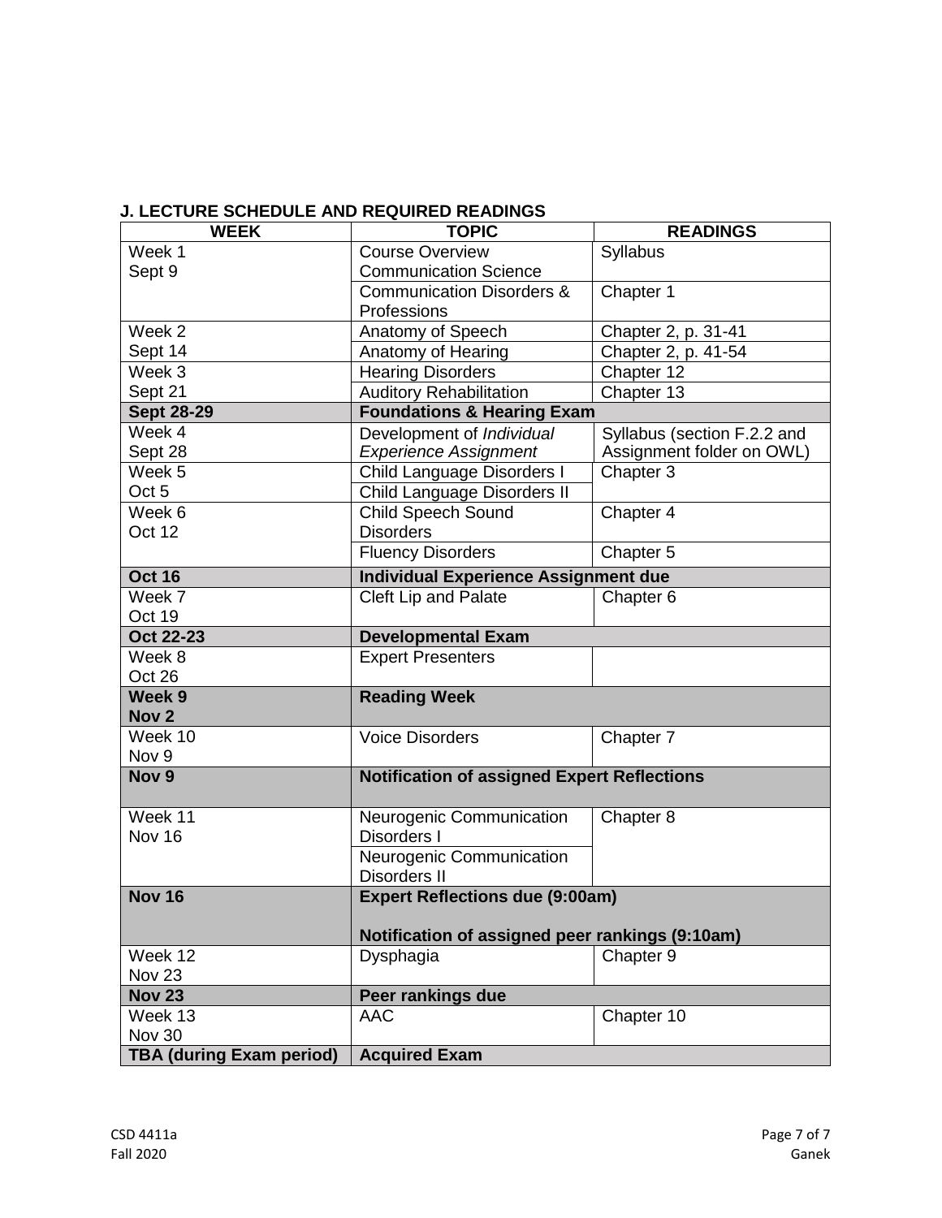### J. LECTURE SCHEDULE AND REQUIRED READINGS

| WEEK | TOPIC | READINGS |
|---|---|---|
| Week 1<br>Sept 9 | Course Overview<br>Communication Science | Syllabus |
| | Communication Disorders & Professions | Chapter 1 |
| Week 2<br>Sept 14 | Anatomy of Speech | Chapter 2, p. 31-41 |
| | Anatomy of Hearing | Chapter 2, p. 41-54 |
| Week 3<br>Sept 21 | Hearing Disorders | Chapter 12 |
| | Auditory Rehabilitation | Chapter 13 |
| **Sept 28-29** | **Foundations & Hearing Exam** | |
| Week 4<br>Sept 28 | Development of *Individual Experience Assignment* | Syllabus (section F.2.2 and Assignment folder on OWL) |
| Week 5<br>Oct 5 | Child Language Disorders I | Chapter 3 |
| | Child Language Disorders II | |
| Week 6<br>Oct 12 | Child Speech Sound Disorders | Chapter 4 |
| | Fluency Disorders | Chapter 5 |
| **Oct 16** | **Individual Experience Assignment due** | |
| Week 7<br>Oct 19 | Cleft Lip and Palate | Chapter 6 |
| **Oct 22-23** | **Developmental Exam** | |
| Week 8<br>Oct 26 | Expert Presenters | |
| **Week 9<br>Nov 2** | **Reading Week** | |
| Week 10<br>Nov 9 | Voice Disorders | Chapter 7 |
| **Nov 9** | **Notification of assigned Expert Reflections** | |
| Week 11<br>Nov 16 | Neurogenic Communication Disorders I | Chapter 8 |
| | Neurogenic Communication Disorders II | |
| **Nov 16** | **Expert Reflections due (9:00am)**<br><br>**Notification of assigned peer rankings (9:10am)** | |
| Week 12<br>Nov 23 | Dysphagia | Chapter 9 |
| **Nov 23** | **Peer rankings due** | |
| Week 13<br>Nov 30 | AAC | Chapter 10 |
| **TBA (during Exam period)** | **Acquired Exam** | |

CSD 4411a
Fall 2020

Ganek